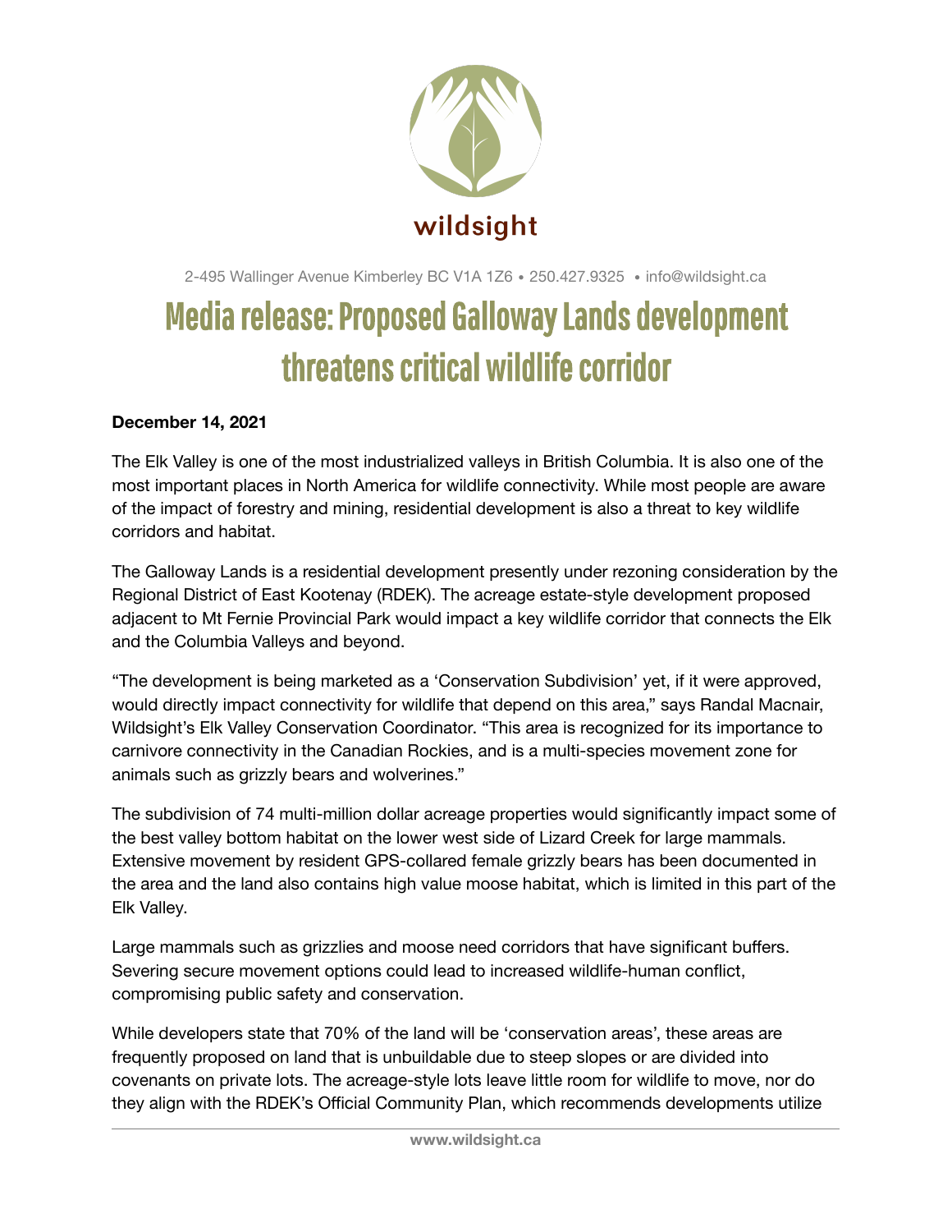wildsight

2-495 Wallinger Avenue Kimberley BC V1A 1Z6 • 250.427.9325 • info@wildsight.ca

# Media release: Proposed Galloway Lands development threatens critical wildlife corridor

**December 14, 2021**

The Elk Valley is one of the most industrialized valleys in British Columbia. It is also one of the most important places in North America for wildlife connectivity. While most people are aware of the impact of forestry and mining, residential development is also a threat to key wildlife corridors and habitat.

The Galloway Lands is a residential development presently under rezoning consideration by the Regional District of East Kootenay (RDEK). The acreage estate-style development proposed adjacent to Mt Fernie Provincial Park would impact a key wildlife corridor that connects the Elk and the Columbia Valleys and beyond.

"The development is being marketed as a 'Conservation Subdivision' yet, if it were approved, would directly impact connectivity for wildlife that depend on this area," says Randal Macnair, Wildsight's Elk Valley Conservation Coordinator. "This area is recognized for its importance to carnivore connectivity in the Canadian Rockies, and is a multi-species movement zone for animals such as grizzly bears and wolverines."

The subdivision of 74 multi-million dollar acreage properties would significantly impact some of the best valley bottom habitat on the lower west side of Lizard Creek for large mammals. Extensive movement by resident GPS-collared female grizzly bears has been documented in the area and the land also contains high value moose habitat, which is limited in this part of the Elk Valley.

Large mammals such as grizzlies and moose need corridors that have significant buffers. Severing secure movement options could lead to increased wildlife-human conflict, compromising public safety and conservation.

While developers state that 70% of the land will be 'conservation areas', these areas are frequently proposed on land that is unbuildable due to steep slopes or are divided into covenants on private lots. The acreage-style lots leave little room for wildlife to move, nor do they align with the RDEK's Official Community Plan, which recommends developments utilize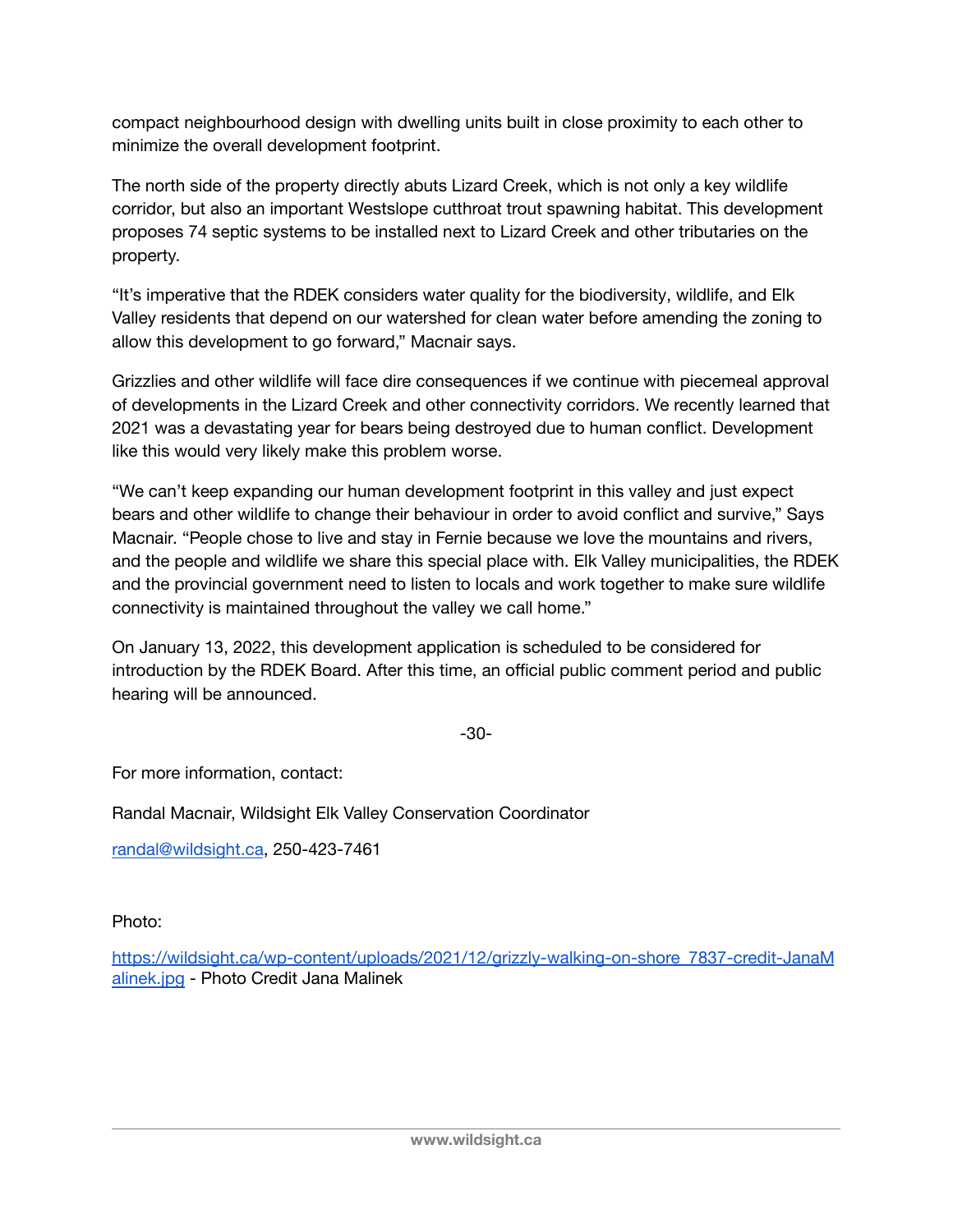compact neighbourhood design with dwelling units built in close proximity to each other to minimize the overall development footprint.

The north side of the property directly abuts Lizard Creek, which is not only a key wildlife corridor, but also an important Westslope cutthroat trout spawning habitat. This development proposes 74 septic systems to be installed next to Lizard Creek and other tributaries on the property.

"It's imperative that the RDEK considers water quality for the biodiversity, wildlife, and Elk Valley residents that depend on our watershed for clean water before amending the zoning to allow this development to go forward," Macnair says.

Grizzlies and other wildlife will face dire consequences if we continue with piecemeal approval of developments in the Lizard Creek and other connectivity corridors. We recently learned that 2021 was a devastating year for bears being destroyed due to human conflict. Development like this would very likely make this problem worse.

"We can't keep expanding our human development footprint in this valley and just expect bears and other wildlife to change their behaviour in order to avoid conflict and survive," Says Macnair. "People chose to live and stay in Fernie because we love the mountains and rivers, and the people and wildlife we share this special place with. Elk Valley municipalities, the RDEK and the provincial government need to listen to locals and work together to make sure wildlife connectivity is maintained throughout the valley we call home."

On January 13, 2022, this development application is scheduled to be considered for introduction by the RDEK Board. After this time, an official public comment period and public hearing will be announced.

-30-

For more information, contact:

Randal Macnair, Wildsight Elk Valley Conservation Coordinator

randal@wildsight.ca, 250-423-7461

Photo:

https://wildsight.ca/wp-content/uploads/2021/12/grizzly-walking-on-shore_7837-credit-JanaMalinek.jpg - Photo Credit Jana Malinek